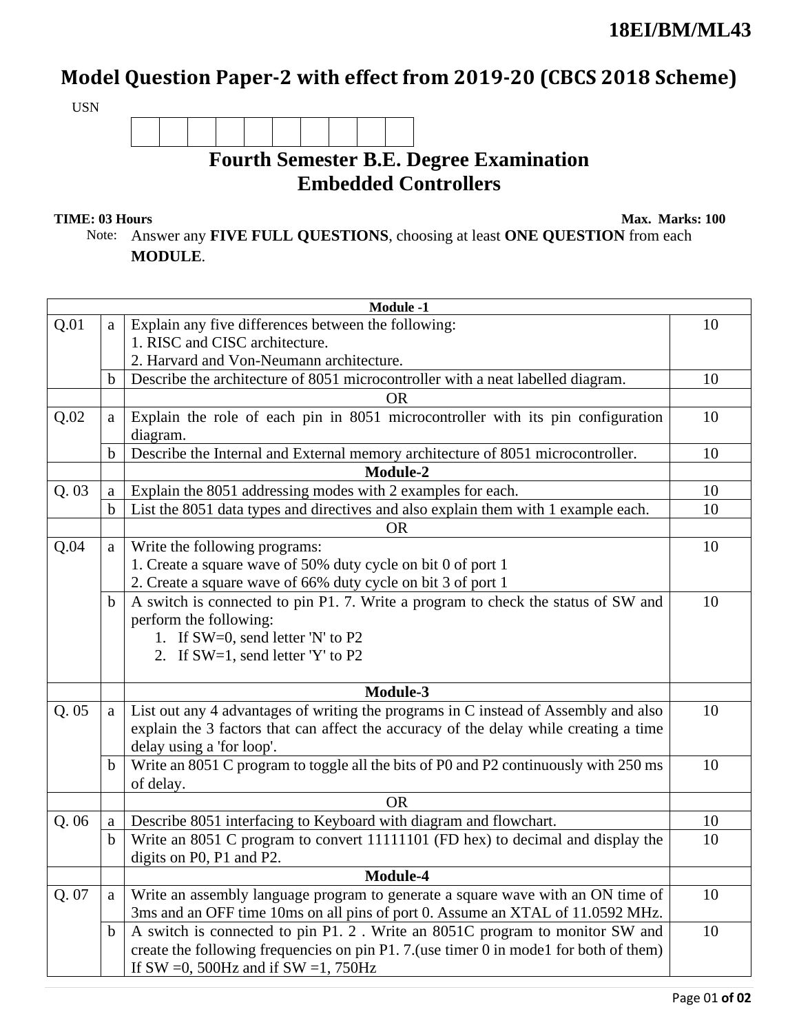**18EI/BM/ML43**

# Model Question Paper-2 with effect from 2019-20 (CBCS 2018 Scheme)

USN

| | | | | | | | | | |
|---|---|---|---|---|---|---|---|---|---|
| | | | | | | | | | |

## Fourth Semester B.E. Degree Examination
## Embedded Controllers

**TIME: 03 Hours** **Max. Marks: 100**

Note: Answer any **FIVE FULL QUESTIONS**, choosing at least **ONE QUESTION** from each **MODULE**.

| | | **Module -1** | |
|---|---|---|---|
| Q.01 | a | Explain any five differences between the following:<br>1. RISC and CISC architecture.<br>2. Harvard and Von-Neumann architecture. | 10 |
| | b | Describe the architecture of 8051 microcontroller with a neat labelled diagram. | 10 |
| | | OR | |
| Q.02 | a | Explain the role of each pin in 8051 microcontroller with its pin configuration diagram. | 10 |
| | b | Describe the Internal and External memory architecture of 8051 microcontroller. | 10 |
| | | **Module-2** | |
| Q. 03 | a | Explain the 8051 addressing modes with 2 examples for each. | 10 |
| | b | List the 8051 data types and directives and also explain them with 1 example each. | 10 |
| | | OR | |
| Q.04 | a | Write the following programs:<br>1. Create a square wave of 50% duty cycle on bit 0 of port 1<br>2. Create a square wave of 66% duty cycle on bit 3 of port 1 | 10 |
| | b | A switch is connected to pin P1. 7. Write a program to check the status of SW and perform the following:<br>1. If SW=0, send letter 'N' to P2<br>2. If SW=1, send letter 'Y' to P2 | 10 |
| | | **Module-3** | |
| Q. 05 | a | List out any 4 advantages of writing the programs in C instead of Assembly and also explain the 3 factors that can affect the accuracy of the delay while creating a time delay using a 'for loop'. | 10 |
| | b | Write an 8051 C program to toggle all the bits of P0 and P2 continuously with 250 ms of delay. | 10 |
| | | OR | |
| Q. 06 | a | Describe 8051 interfacing to Keyboard with diagram and flowchart. | 10 |
| | b | Write an 8051 C program to convert 11111101 (FD hex) to decimal and display the digits on P0, P1 and P2. | 10 |
| | | **Module-4** | |
| Q. 07 | a | Write an assembly language program to generate a square wave with an ON time of 3ms and an OFF time 10ms on all pins of port 0. Assume an XTAL of 11.0592 MHz. | 10 |
| | b | A switch is connected to pin P1. 2 . Write an 8051C program to monitor SW and create the following frequencies on pin P1. 7.(use timer 0 in mode1 for both of them) If SW =0, 500Hz and if SW =1, 750Hz | 10 |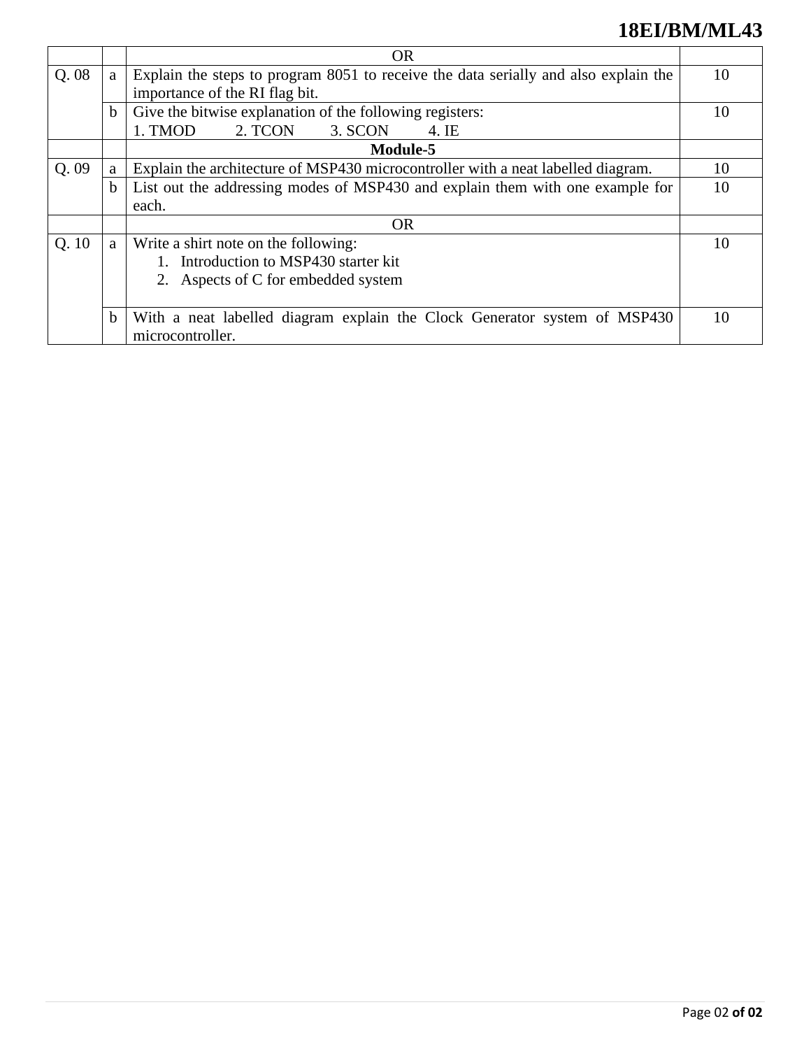| | | | |
|---|---|---|---|
| | | OR | |
| Q. 08 | a | Explain the steps to program 8051 to receive the data serially and also explain the importance of the RI flag bit. | 10 |
| | b | Give the bitwise explanation of the following registers:<br>1. TMOD 2. TCON 3. SCON 4. IE | 10 |
| | | **Module-5** | |
| Q. 09 | a | Explain the architecture of MSP430 microcontroller with a neat labelled diagram. | 10 |
| | b | List out the addressing modes of MSP430 and explain them with one example for each. | 10 |
| | | OR | |
| Q. 10 | a | Write a shirt note on the following:<br>1. Introduction to MSP430 starter kit<br>2. Aspects of C for embedded system | 10 |
| | b | With a neat labelled diagram explain the Clock Generator system of MSP430 microcontroller. | 10 |